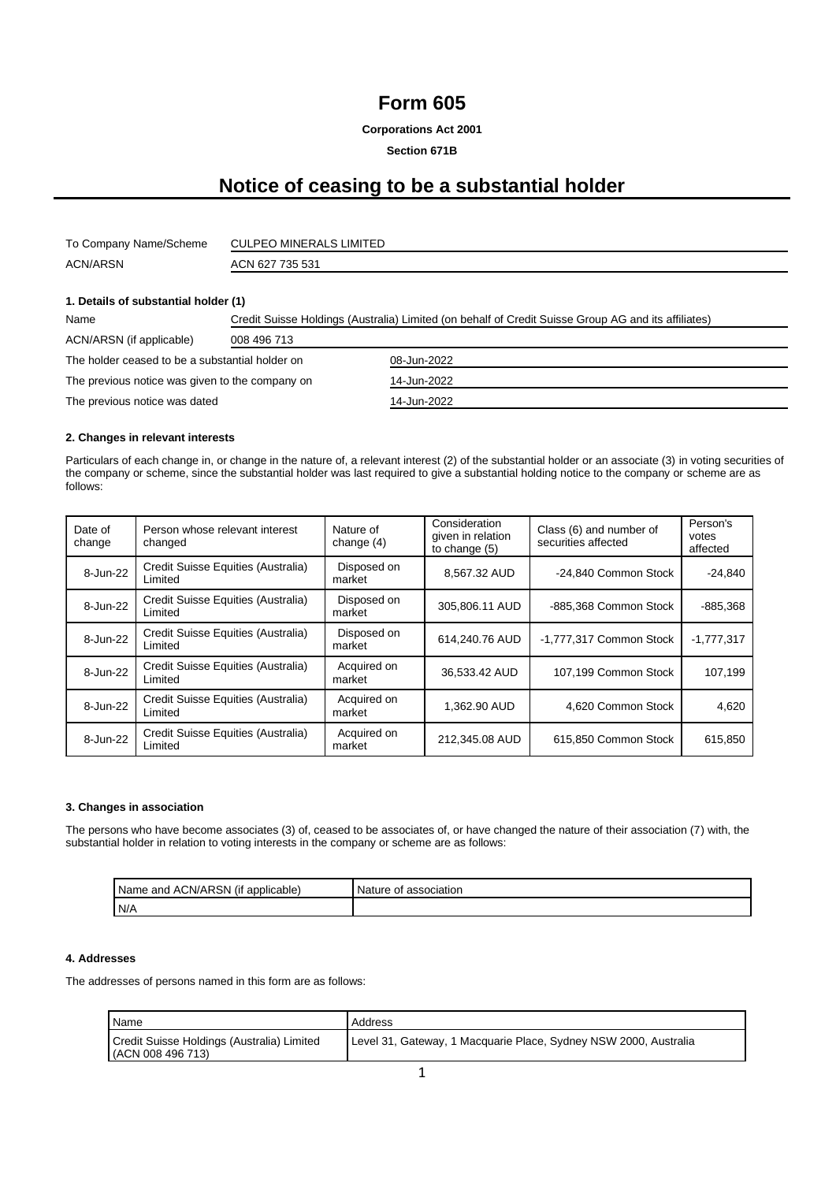# Form 605

**Corporations Act 2001**

**Section 671B**

# Notice of ceasing to be a substantial holder

| | |
|---|---|
| To Company Name/Scheme | CULPEO MINERALS LIMITED |
| ACN/ARSN | ACN 627 735 531 |

### 1. Details of substantial holder (1)

| | |
|---|---|
| Name | Credit Suisse Holdings (Australia) Limited (on behalf of Credit Suisse Group AG and its affiliates) |
| ACN/ARSN (if applicable) | 008 496 713 |
| The holder ceased to be a substantial holder on | 08-Jun-2022 |
| The previous notice was given to the company on | 14-Jun-2022 |
| The previous notice was dated | 14-Jun-2022 |

### 2. Changes in relevant interests

Particulars of each change in, or change in the nature of, a relevant interest (2) of the substantial holder or an associate (3) in voting securities of the company or scheme, since the substantial holder was last required to give a substantial holding notice to the company or scheme are as follows:

| Date of change | Person whose relevant interest changed | Nature of change (4) | Consideration given in relation to change (5) | Class (6) and number of securities affected | Person's votes affected |
|---|---|---|---|---|---|
| 8-Jun-22 | Credit Suisse Equities (Australia) Limited | Disposed on market | 8,567.32 AUD | -24,840 Common Stock | -24,840 |
| 8-Jun-22 | Credit Suisse Equities (Australia) Limited | Disposed on market | 305,806.11 AUD | -885,368 Common Stock | -885,368 |
| 8-Jun-22 | Credit Suisse Equities (Australia) Limited | Disposed on market | 614,240.76 AUD | -1,777,317 Common Stock | -1,777,317 |
| 8-Jun-22 | Credit Suisse Equities (Australia) Limited | Acquired on market | 36,533.42 AUD | 107,199 Common Stock | 107,199 |
| 8-Jun-22 | Credit Suisse Equities (Australia) Limited | Acquired on market | 1,362.90 AUD | 4,620 Common Stock | 4,620 |
| 8-Jun-22 | Credit Suisse Equities (Australia) Limited | Acquired on market | 212,345.08 AUD | 615,850 Common Stock | 615,850 |

### 3. Changes in association

The persons who have become associates (3) of, ceased to be associates of, or have changed the nature of their association (7) with, the substantial holder in relation to voting interests in the company or scheme are as follows:

| Name and ACN/ARSN (if applicable) | Nature of association |
|---|---|
| N/A | |

### 4. Addresses

The addresses of persons named in this form are as follows:

| Name | Address |
|---|---|
| Credit Suisse Holdings (Australia) Limited (ACN 008 496 713) | Level 31, Gateway, 1 Macquarie Place, Sydney NSW 2000, Australia |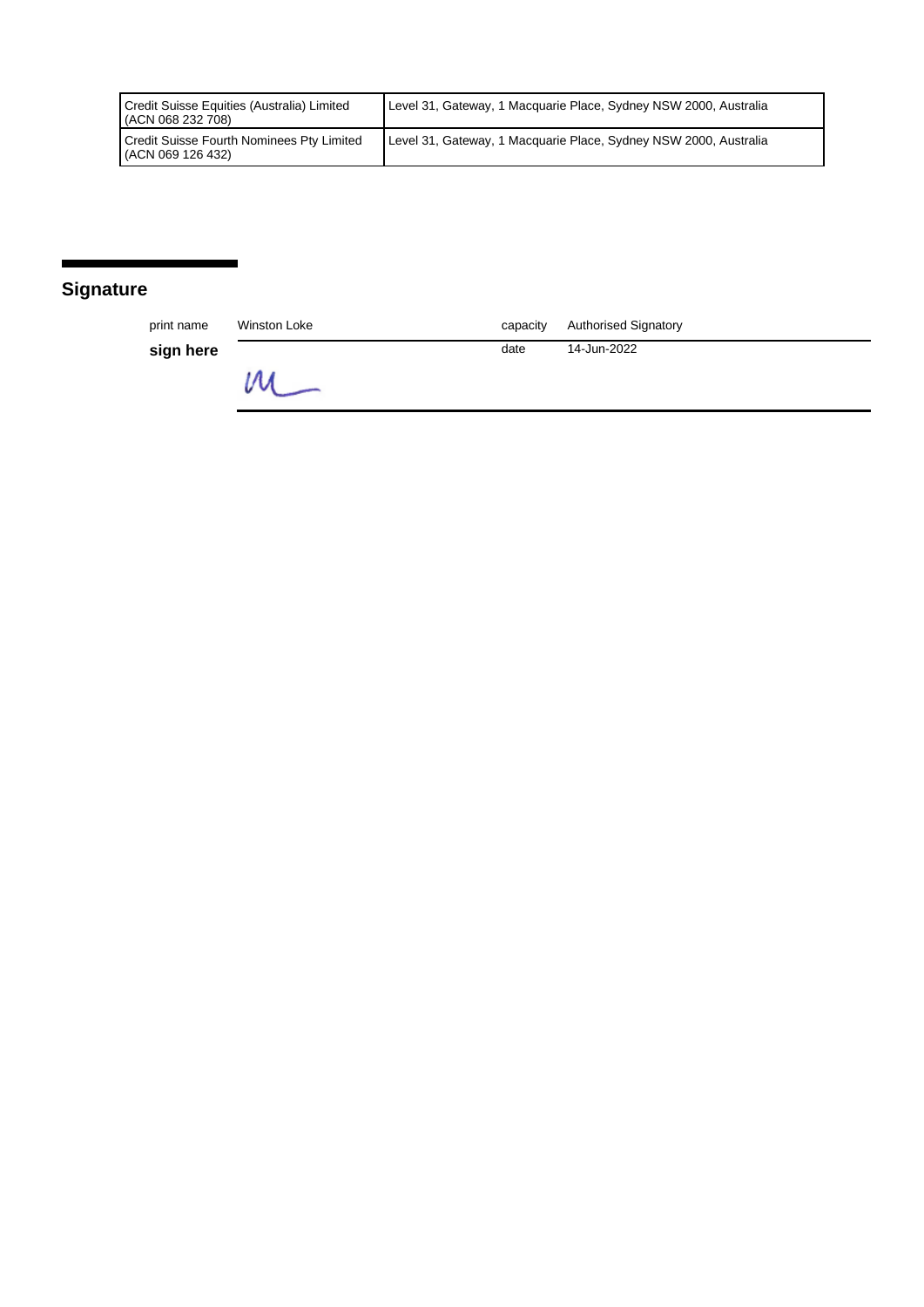| | |
|---|---|
| Credit Suisse Equities (Australia) Limited (ACN 068 232 708) | Level 31, Gateway, 1 Macquarie Place, Sydney NSW 2000, Australia |
| Credit Suisse Fourth Nominees Pty Limited (ACN 069 126 432) | Level 31, Gateway, 1 Macquarie Place, Sydney NSW 2000, Australia |

## Signature

| | | | |
|---|---|---|---|
| print name | Winston Loke | capacity | Authorised Signatory |
| **sign here** | | date | 14-Jun-2022 |